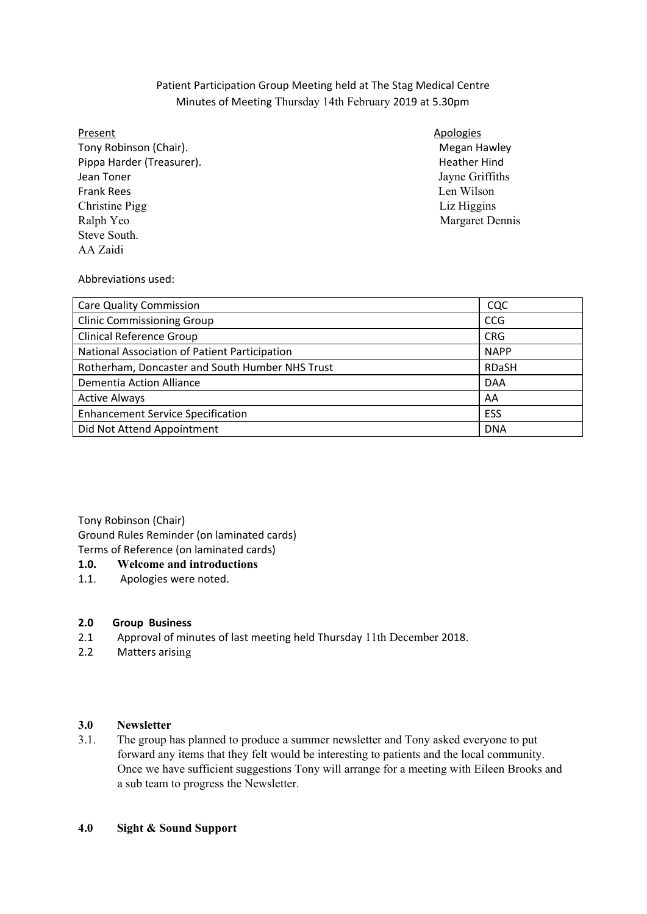Patient Participation Group Meeting held at The Stag Medical Centre
Minutes of Meeting Thursday 14th February 2019 at 5.30pm

Present
Tony Robinson (Chair).
Pippa Harder (Treasurer).
Jean Toner
Frank Rees
Christine Pigg
Ralph Yeo
Steve South.
AA Zaidi

Apologies
Megan Hawley
Heather Hind
Jayne Griffiths
Len Wilson
Liz Higgins
Margaret Dennis

Abbreviations used:

| | |
|---|---|
| Care Quality Commission | CQC |
| Clinic Commissioning Group | CCG |
| Clinical Reference Group | CRG |
| National Association of Patient Participation | NAPP |
| Rotherham, Doncaster and South Humber NHS Trust | RDaSH |
| Dementia Action Alliance | DAA |
| Active Always | AA |
| Enhancement Service Specification | ESS |
| Did Not Attend Appointment | DNA |

Tony Robinson (Chair)
Ground Rules Reminder (on laminated cards)
Terms of Reference (on laminated cards)

**1.0. Welcome and introductions**

1.1. Apologies were noted.

**2.0 Group Business**

2.1 Approval of minutes of last meeting held Thursday 11th December 2018.

2.2 Matters arising

**3.0 Newsletter**

3.1. The group has planned to produce a summer newsletter and Tony asked everyone to put forward any items that they felt would be interesting to patients and the local community. Once we have sufficient suggestions Tony will arrange for a meeting with Eileen Brooks and a sub team to progress the Newsletter.

**4.0 Sight & Sound Support**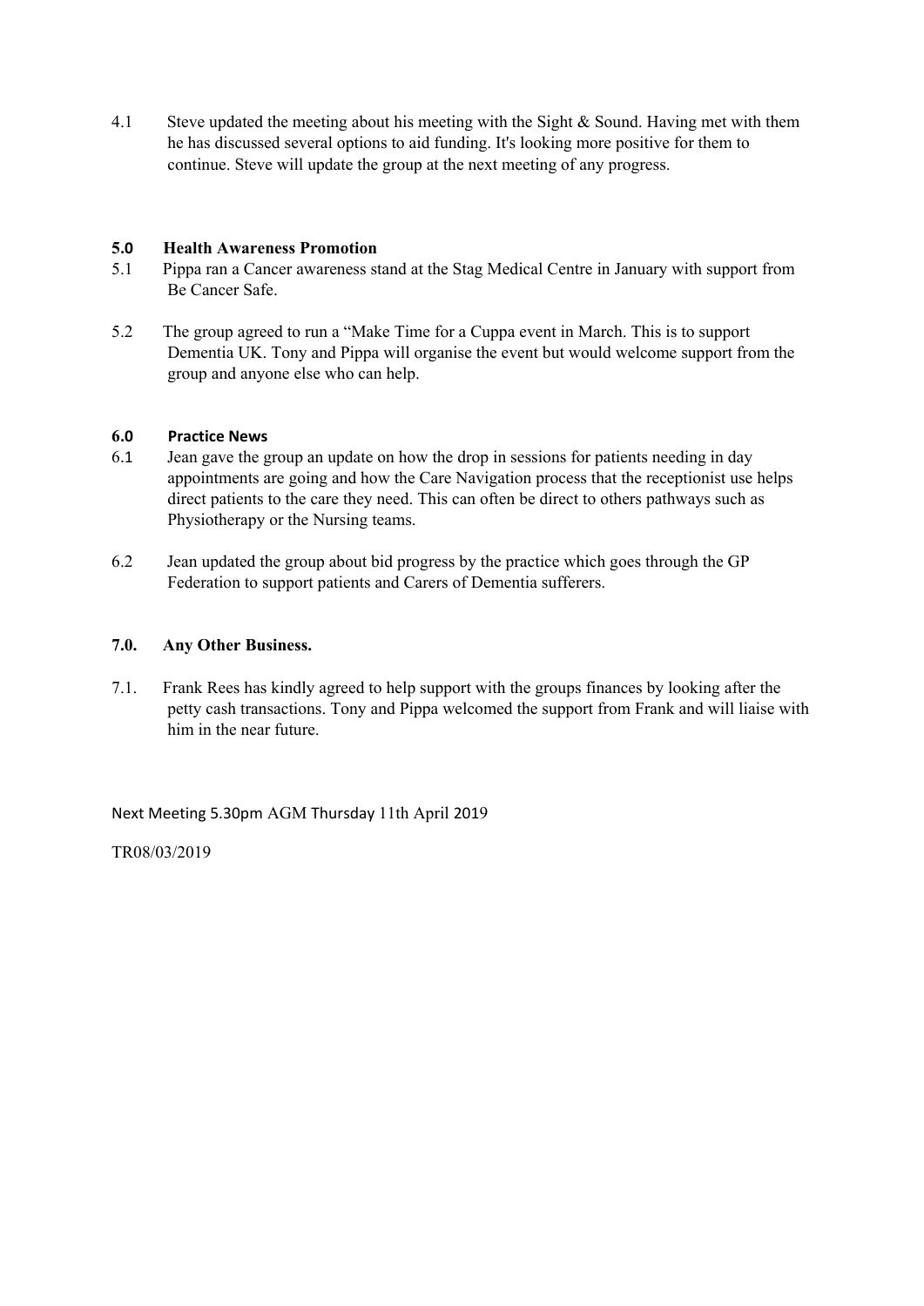4.1 Steve updated the meeting about his meeting with the Sight & Sound. Having met with them he has discussed several options to aid funding. It's looking more positive for them to continue. Steve will update the group at the next meeting of any progress.

**5.0 Health Awareness Promotion**

5.1 Pippa ran a Cancer awareness stand at the Stag Medical Centre in January with support from Be Cancer Safe.

5.2 The group agreed to run a "Make Time for a Cuppa event in March. This is to support Dementia UK. Tony and Pippa will organise the event but would welcome support from the group and anyone else who can help.

**6.0 Practice News**

6.1 Jean gave the group an update on how the drop in sessions for patients needing in day appointments are going and how the Care Navigation process that the receptionist use helps direct patients to the care they need. This can often be direct to others pathways such as Physiotherapy or the Nursing teams.

6.2 Jean updated the group about bid progress by the practice which goes through the GP Federation to support patients and Carers of Dementia sufferers.

**7.0. Any Other Business.**

7.1. Frank Rees has kindly agreed to help support with the groups finances by looking after the petty cash transactions. Tony and Pippa welcomed the support from Frank and will liaise with him in the near future.

Next Meeting 5.30pm AGM Thursday 11th April 2019

TR08/03/2019